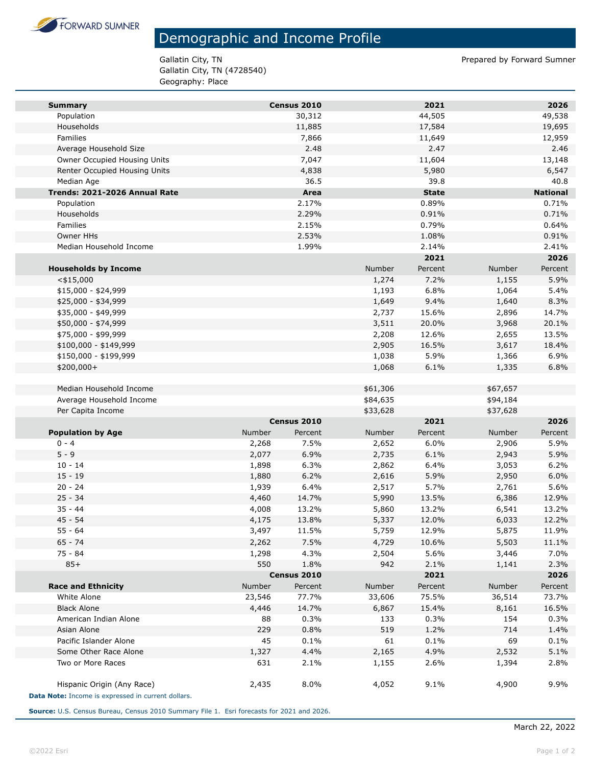FORWARD SUMNER

# Demographic and Income Profile

Gallatin City, TN
Gallatin City, TN (4728540)
Geography: Place

Prepared by Forward Sumner

| **Summary** | **Census 2010** | **2021** | **2026** |
|---|---|---|---|
| Population | 30,312 | 44,505 | 49,538 |
| Households | 11,885 | 17,584 | 19,695 |
| Families | 7,866 | 11,649 | 12,959 |
| Average Household Size | 2.48 | 2.47 | 2.46 |
| Owner Occupied Housing Units | 7,047 | 11,604 | 13,148 |
| Renter Occupied Housing Units | 4,838 | 5,980 | 6,547 |
| Median Age | 36.5 | 39.8 | 40.8 |

| **Trends: 2021-2026 Annual Rate** | **Area** | **State** | **National** |
|---|---|---|---|
| Population | 2.17% | 0.89% | 0.71% |
| Households | 2.29% | 0.91% | 0.71% |
| Families | 2.15% | 0.79% | 0.64% |
| Owner HHs | 2.53% | 1.08% | 0.91% |
| Median Household Income | 1.99% | 2.14% | 2.41% |

| | **2021** | | **2026** | |
|---|---|---|---|---|
| **Households by Income** | Number | Percent | Number | Percent |
| <$15,000 | 1,274 | 7.2% | 1,155 | 5.9% |
| $15,000 - $24,999 | 1,193 | 6.8% | 1,064 | 5.4% |
| $25,000 - $34,999 | 1,649 | 9.4% | 1,640 | 8.3% |
| $35,000 - $49,999 | 2,737 | 15.6% | 2,896 | 14.7% |
| $50,000 - $74,999 | 3,511 | 20.0% | 3,968 | 20.1% |
| $75,000 - $99,999 | 2,208 | 12.6% | 2,655 | 13.5% |
| $100,000 - $149,999 | 2,905 | 16.5% | 3,617 | 18.4% |
| $150,000 - $199,999 | 1,038 | 5.9% | 1,366 | 6.9% |
| $200,000+ | 1,068 | 6.1% | 1,335 | 6.8% |
| | | | | |
| Median Household Income | $61,306 | | $67,657 | |
| Average Household Income | $84,635 | | $94,184 | |
| Per Capita Income | $33,628 | | $37,628 | |

| | **Census 2010** | | **2021** | | **2026** | |
|---|---|---|---|---|---|---|
| **Population by Age** | Number | Percent | Number | Percent | Number | Percent |
| 0 - 4 | 2,268 | 7.5% | 2,652 | 6.0% | 2,906 | 5.9% |
| 5 - 9 | 2,077 | 6.9% | 2,735 | 6.1% | 2,943 | 5.9% |
| 10 - 14 | 1,898 | 6.3% | 2,862 | 6.4% | 3,053 | 6.2% |
| 15 - 19 | 1,880 | 6.2% | 2,616 | 5.9% | 2,950 | 6.0% |
| 20 - 24 | 1,939 | 6.4% | 2,517 | 5.7% | 2,761 | 5.6% |
| 25 - 34 | 4,460 | 14.7% | 5,990 | 13.5% | 6,386 | 12.9% |
| 35 - 44 | 4,008 | 13.2% | 5,860 | 13.2% | 6,541 | 13.2% |
| 45 - 54 | 4,175 | 13.8% | 5,337 | 12.0% | 6,033 | 12.2% |
| 55 - 64 | 3,497 | 11.5% | 5,759 | 12.9% | 5,875 | 11.9% |
| 65 - 74 | 2,262 | 7.5% | 4,729 | 10.6% | 5,503 | 11.1% |
| 75 - 84 | 1,298 | 4.3% | 2,504 | 5.6% | 3,446 | 7.0% |
| 85+ | 550 | 1.8% | 942 | 2.1% | 1,141 | 2.3% |

| | **Census 2010** | | **2021** | | **2026** | |
|---|---|---|---|---|---|---|
| **Race and Ethnicity** | Number | Percent | Number | Percent | Number | Percent |
| White Alone | 23,546 | 77.7% | 33,606 | 75.5% | 36,514 | 73.7% |
| Black Alone | 4,446 | 14.7% | 6,867 | 15.4% | 8,161 | 16.5% |
| American Indian Alone | 88 | 0.3% | 133 | 0.3% | 154 | 0.3% |
| Asian Alone | 229 | 0.8% | 519 | 1.2% | 714 | 1.4% |
| Pacific Islander Alone | 45 | 0.1% | 61 | 0.1% | 69 | 0.1% |
| Some Other Race Alone | 1,327 | 4.4% | 2,165 | 4.9% | 2,532 | 5.1% |
| Two or More Races | 631 | 2.1% | 1,155 | 2.6% | 1,394 | 2.8% |
| | | | | | | |
| Hispanic Origin (Any Race) | 2,435 | 8.0% | 4,052 | 9.1% | 4,900 | 9.9% |

**Data Note:** Income is expressed in current dollars.

**Source:** U.S. Census Bureau, Census 2010 Summary File 1. Esri forecasts for 2021 and 2026.

March 22, 2022

©2022 Esri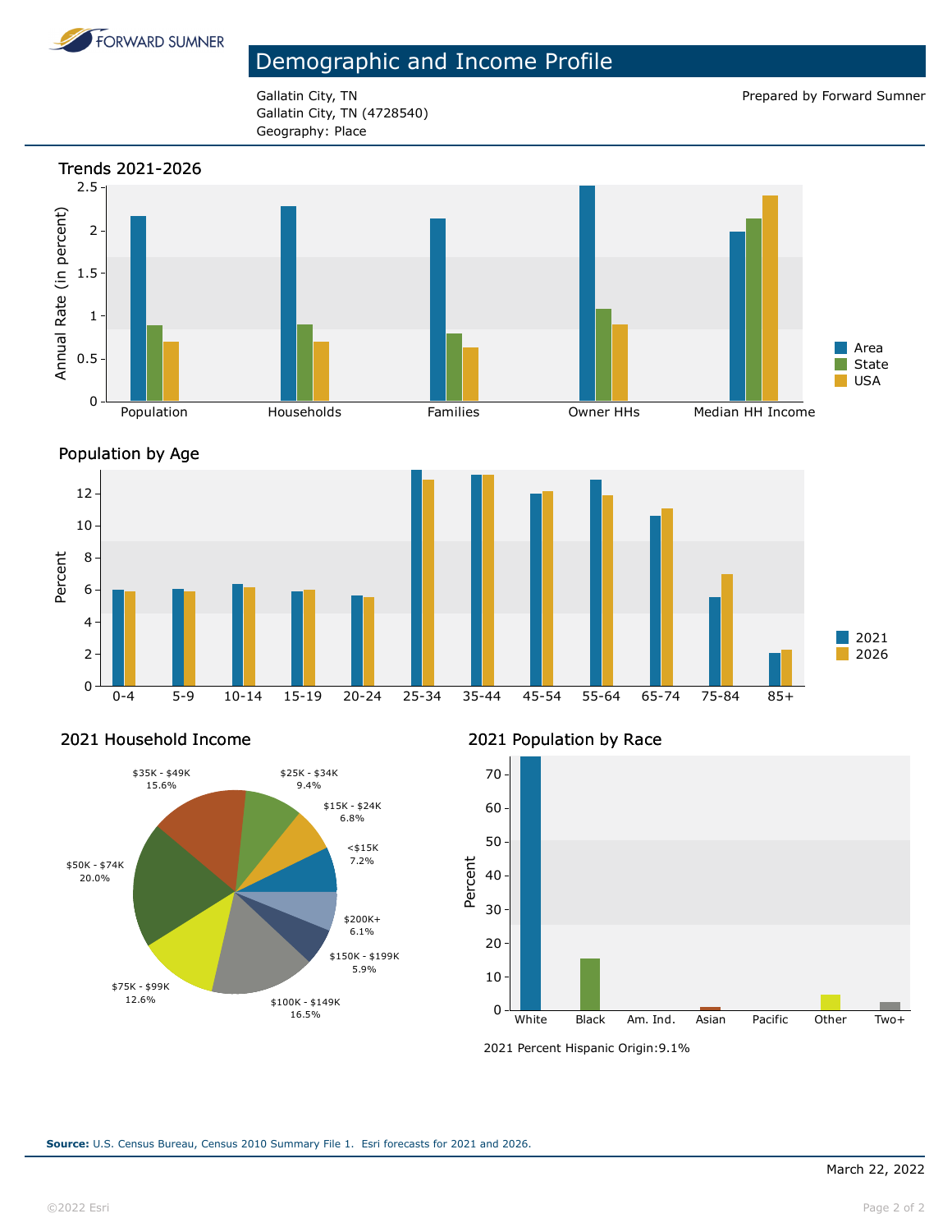# Demographic and Income Profile

Gallatin City, TN
Gallatin City, TN (4728540)
Geography: Place

Prepared by Forward Sumner

## Trends 2021-2026

Annual Rate (in percent)

2.5
2
1.5
1
0.5
0

Population
Households
Families
Owner HHs
Median HH Income

Area
State
USA

## Population by Age

Percent

12
10
8
6
4
2
0

0-4
5-9
10-14
15-19
20-24
25-34
35-44
45-54
55-64
65-74
75-84
85+

2021
2026

## 2021 Household Income

$35K - $49K 15.6%
$25K - $34K 9.4%
$15K - $24K 6.8%
<$15K 7.2%
$50K - $74K 20.0%
$200K+ 6.1%
$150K - $199K 5.9%
$75K - $99K 12.6%
$100K - $149K 16.5%

## 2021 Population by Race

Percent

70
60
50
40
30
20
10
0

White
Black
Am. Ind.
Asian
Pacific
Other
Two+

2021 Percent Hispanic Origin:9.1%

**Source:** U.S. Census Bureau, Census 2010 Summary File 1. Esri forecasts for 2021 and 2026.

March 22, 2022

©2022 Esri